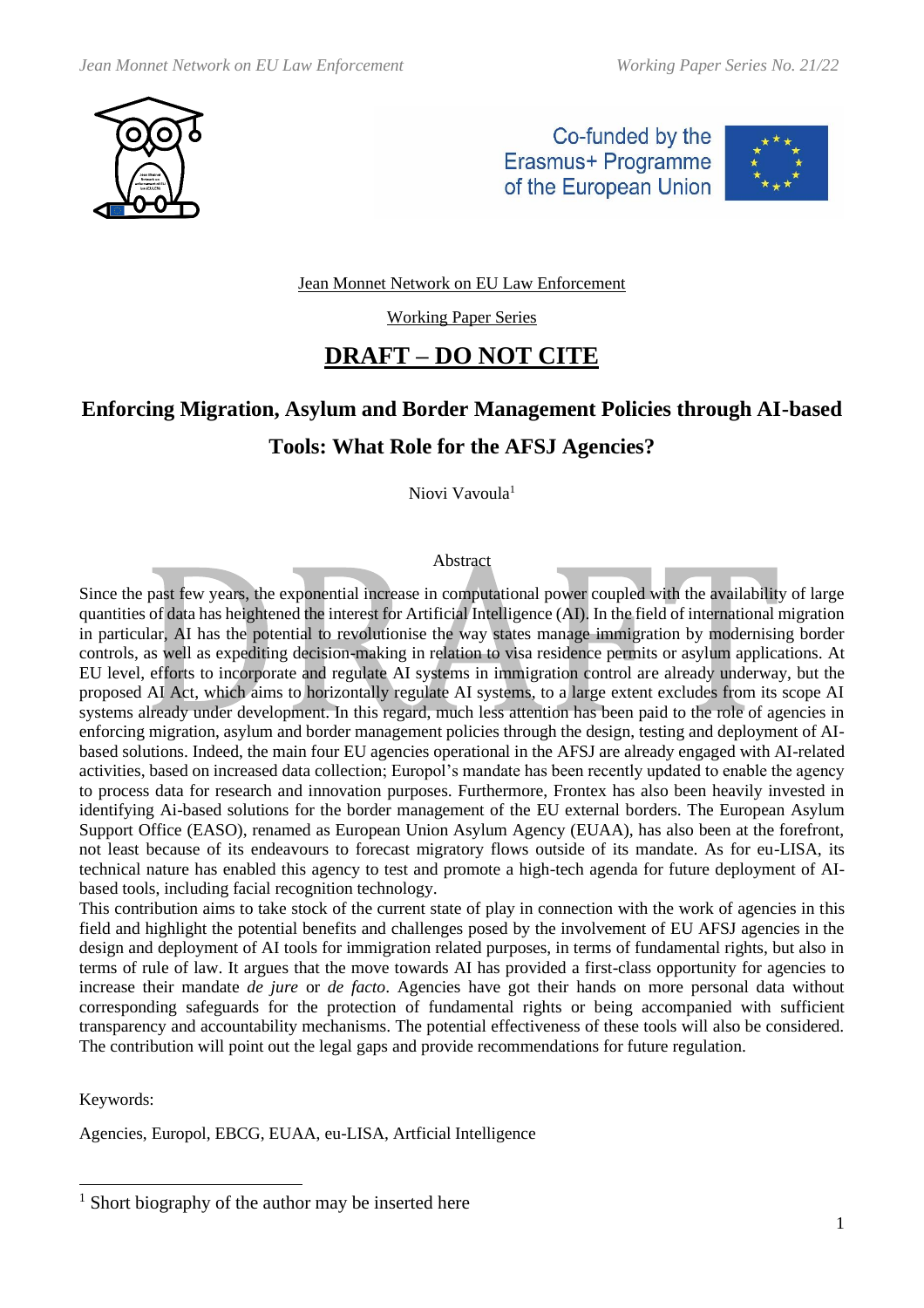Jean Monnet Network on EU Law Enforcement

Working Paper Series

# DRAFT – DO NOT CITE

# Enforcing Migration, Asylum and Border Management Policies through AI-based Tools: What Role for the AFSJ Agencies?

Niovi Vavoula[1]

## Abstract

Since the past few years, the exponential increase in computational power coupled with the availability of large quantities of data has heightened the interest for Artificial Intelligence (AI). In the field of international migration in particular, AI has the potential to revolutionise the way states manage immigration by modernising border controls, as well as expediting decision-making in relation to visa residence permits or asylum applications. At EU level, efforts to incorporate and regulate AI systems in immigration control are already underway, but the proposed AI Act, which aims to horizontally regulate AI systems, to a large extent excludes from its scope AI systems already under development. In this regard, much less attention has been paid to the role of agencies in enforcing migration, asylum and border management policies through the design, testing and deployment of AI-based solutions. Indeed, the main four EU agencies operational in the AFSJ are already engaged with AI-related activities, based on increased data collection; Europol's mandate has been recently updated to enable the agency to process data for research and innovation purposes. Furthermore, Frontex has also been heavily invested in identifying Ai-based solutions for the border management of the EU external borders. The European Asylum Support Office (EASO), renamed as European Union Asylum Agency (EUAA), has also been at the forefront, not least because of its endeavours to forecast migratory flows outside of its mandate. As for eu-LISA, its technical nature has enabled this agency to test and promote a high-tech agenda for future deployment of AI-based tools, including facial recognition technology.

This contribution aims to take stock of the current state of play in connection with the work of agencies in this field and highlight the potential benefits and challenges posed by the involvement of EU AFSJ agencies in the design and deployment of AI tools for immigration related purposes, in terms of fundamental rights, but also in terms of rule of law. It argues that the move towards AI has provided a first-class opportunity for agencies to increase their mandate *de jure* or *de facto*. Agencies have got their hands on more personal data without corresponding safeguards for the protection of fundamental rights or being accompanied with sufficient transparency and accountability mechanisms. The potential effectiveness of these tools will also be considered. The contribution will point out the legal gaps and provide recommendations for future regulation.

Keywords:

Agencies, Europol, EBCG, EUAA, eu-LISA, Artficial Intelligence

---

[1] Short biography of the author may be inserted here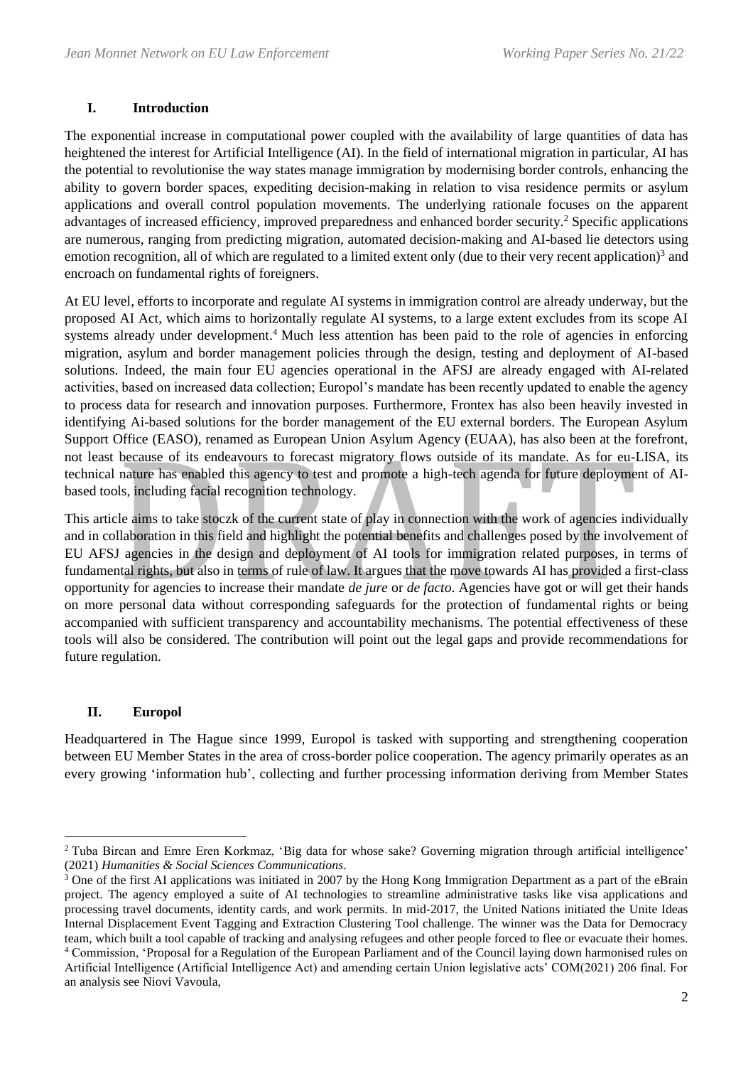## I. Introduction

The exponential increase in computational power coupled with the availability of large quantities of data has heightened the interest for Artificial Intelligence (AI). In the field of international migration in particular, AI has the potential to revolutionise the way states manage immigration by modernising border controls, enhancing the ability to govern border spaces, expediting decision-making in relation to visa residence permits or asylum applications and overall control population movements. The underlying rationale focuses on the apparent advantages of increased efficiency, improved preparedness and enhanced border security.[2] Specific applications are numerous, ranging from predicting migration, automated decision-making and AI-based lie detectors using emotion recognition, all of which are regulated to a limited extent only (due to their very recent application)[3] and encroach on fundamental rights of foreigners.

At EU level, efforts to incorporate and regulate AI systems in immigration control are already underway, but the proposed AI Act, which aims to horizontally regulate AI systems, to a large extent excludes from its scope AI systems already under development.[4] Much less attention has been paid to the role of agencies in enforcing migration, asylum and border management policies through the design, testing and deployment of AI-based solutions. Indeed, the main four EU agencies operational in the AFSJ are already engaged with AI-related activities, based on increased data collection; Europol's mandate has been recently updated to enable the agency to process data for research and innovation purposes. Furthermore, Frontex has also been heavily invested in identifying Ai-based solutions for the border management of the EU external borders. The European Asylum Support Office (EASO), renamed as European Union Asylum Agency (EUAA), has also been at the forefront, not least because of its endeavours to forecast migratory flows outside of its mandate. As for eu-LISA, its technical nature has enabled this agency to test and promote a high-tech agenda for future deployment of AI-based tools, including facial recognition technology.

This article aims to take stoczk of the current state of play in connection with the work of agencies individually and in collaboration in this field and highlight the potential benefits and challenges posed by the involvement of EU AFSJ agencies in the design and deployment of AI tools for immigration related purposes, in terms of fundamental rights, but also in terms of rule of law. It argues that the move towards AI has provided a first-class opportunity for agencies to increase their mandate *de jure* or *de facto*. Agencies have got or will get their hands on more personal data without corresponding safeguards for the protection of fundamental rights or being accompanied with sufficient transparency and accountability mechanisms. The potential effectiveness of these tools will also be considered. The contribution will point out the legal gaps and provide recommendations for future regulation.

## II. Europol

Headquartered in The Hague since 1999, Europol is tasked with supporting and strengthening cooperation between EU Member States in the area of cross-border police cooperation. The agency primarily operates as an every growing 'information hub', collecting and further processing information deriving from Member States

---

[2] Tuba Bircan and Emre Eren Korkmaz, 'Big data for whose sake? Governing migration through artificial intelligence' (2021) *Humanities & Social Sciences Communications*.

[3] One of the first AI applications was initiated in 2007 by the Hong Kong Immigration Department as a part of the eBrain project. The agency employed a suite of AI technologies to streamline administrative tasks like visa applications and processing travel documents, identity cards, and work permits. In mid-2017, the United Nations initiated the Unite Ideas Internal Displacement Event Tagging and Extraction Clustering Tool challenge. The winner was the Data for Democracy team, which built a tool capable of tracking and analysing refugees and other people forced to flee or evacuate their homes.

[4] Commission, 'Proposal for a Regulation of the European Parliament and of the Council laying down harmonised rules on Artificial Intelligence (Artificial Intelligence Act) and amending certain Union legislative acts' COM(2021) 206 final. For an analysis see Niovi Vavoula,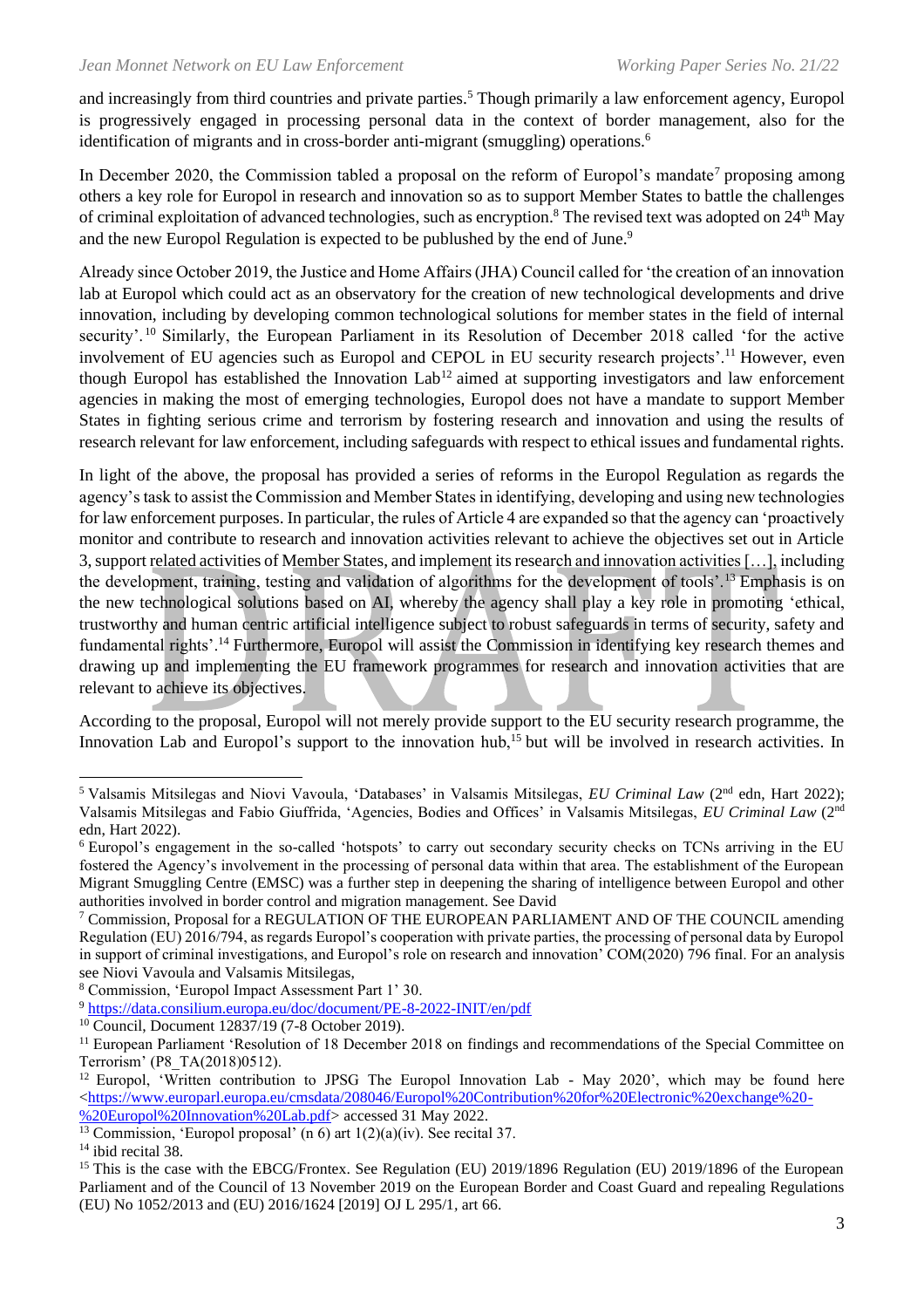and increasingly from third countries and private parties.[5] Though primarily a law enforcement agency, Europol is progressively engaged in processing personal data in the context of border management, also for the identification of migrants and in cross-border anti-migrant (smuggling) operations.[6]

In December 2020, the Commission tabled a proposal on the reform of Europol's mandate[7] proposing among others a key role for Europol in research and innovation so as to support Member States to battle the challenges of criminal exploitation of advanced technologies, such as encryption.[8] The revised text was adopted on 24th May and the new Europol Regulation is expected to be published by the end of June.[9]

Already since October 2019, the Justice and Home Affairs (JHA) Council called for 'the creation of an innovation lab at Europol which could act as an observatory for the creation of new technological developments and drive innovation, including by developing common technological solutions for member states in the field of internal security'.[10] Similarly, the European Parliament in its Resolution of December 2018 called 'for the active involvement of EU agencies such as Europol and CEPOL in EU security research projects'.[11] However, even though Europol has established the Innovation Lab[12] aimed at supporting investigators and law enforcement agencies in making the most of emerging technologies, Europol does not have a mandate to support Member States in fighting serious crime and terrorism by fostering research and innovation and using the results of research relevant for law enforcement, including safeguards with respect to ethical issues and fundamental rights.

In light of the above, the proposal has provided a series of reforms in the Europol Regulation as regards the agency's task to assist the Commission and Member States in identifying, developing and using new technologies for law enforcement purposes. In particular, the rules of Article 4 are expanded so that the agency can 'proactively monitor and contribute to research and innovation activities relevant to achieve the objectives set out in Article 3, support related activities of Member States, and implement its research and innovation activities […], including the development, training, testing and validation of algorithms for the development of tools'.[13] Emphasis is on the new technological solutions based on AI, whereby the agency shall play a key role in promoting 'ethical, trustworthy and human centric artificial intelligence subject to robust safeguards in terms of security, safety and fundamental rights'.[14] Furthermore, Europol will assist the Commission in identifying key research themes and drawing up and implementing the EU framework programmes for research and innovation activities that are relevant to achieve its objectives.

According to the proposal, Europol will not merely provide support to the EU security research programme, the Innovation Lab and Europol's support to the innovation hub,[15] but will be involved in research activities. In

---

[5] Valsamis Mitsilegas and Niovi Vavoula, 'Databases' in Valsamis Mitsilegas, *EU Criminal Law* (2nd edn, Hart 2022); Valsamis Mitsilegas and Fabio Giuffrida, 'Agencies, Bodies and Offices' in Valsamis Mitsilegas, *EU Criminal Law* (2nd edn, Hart 2022).

[6] Europol's engagement in the so-called 'hotspots' to carry out secondary security checks on TCNs arriving in the EU fostered the Agency's involvement in the processing of personal data within that area. The establishment of the European Migrant Smuggling Centre (EMSC) was a further step in deepening the sharing of intelligence between Europol and other authorities involved in border control and migration management. See David

[7] Commission, Proposal for a REGULATION OF THE EUROPEAN PARLIAMENT AND OF THE COUNCIL amending Regulation (EU) 2016/794, as regards Europol's cooperation with private parties, the processing of personal data by Europol in support of criminal investigations, and Europol's role on research and innovation' COM(2020) 796 final. For an analysis see Niovi Vavoula and Valsamis Mitsilegas,

[8] Commission, 'Europol Impact Assessment Part 1' 30.

[9] https://data.consilium.europa.eu/doc/document/PE-8-2022-INIT/en/pdf

[10] Council, Document 12837/19 (7-8 October 2019).

[11] European Parliament 'Resolution of 18 December 2018 on findings and recommendations of the Special Committee on Terrorism' (P8_TA(2018)0512).

[12] Europol, 'Written contribution to JPSG The Europol Innovation Lab - May 2020', which may be found here <https://www.europarl.europa.eu/cmsdata/208046/Europol%20Contribution%20for%20Electronic%20exchange%20-%20Europol%20Innovation%20Lab.pdf> accessed 31 May 2022.

[13] Commission, 'Europol proposal' (n 6) art 1(2)(a)(iv). See recital 37.

[14] ibid recital 38.

[15] This is the case with the EBCG/Frontex. See Regulation (EU) 2019/1896 Regulation (EU) 2019/1896 of the European Parliament and of the Council of 13 November 2019 on the European Border and Coast Guard and repealing Regulations (EU) No 1052/2013 and (EU) 2016/1624 [2019] OJ L 295/1, art 66.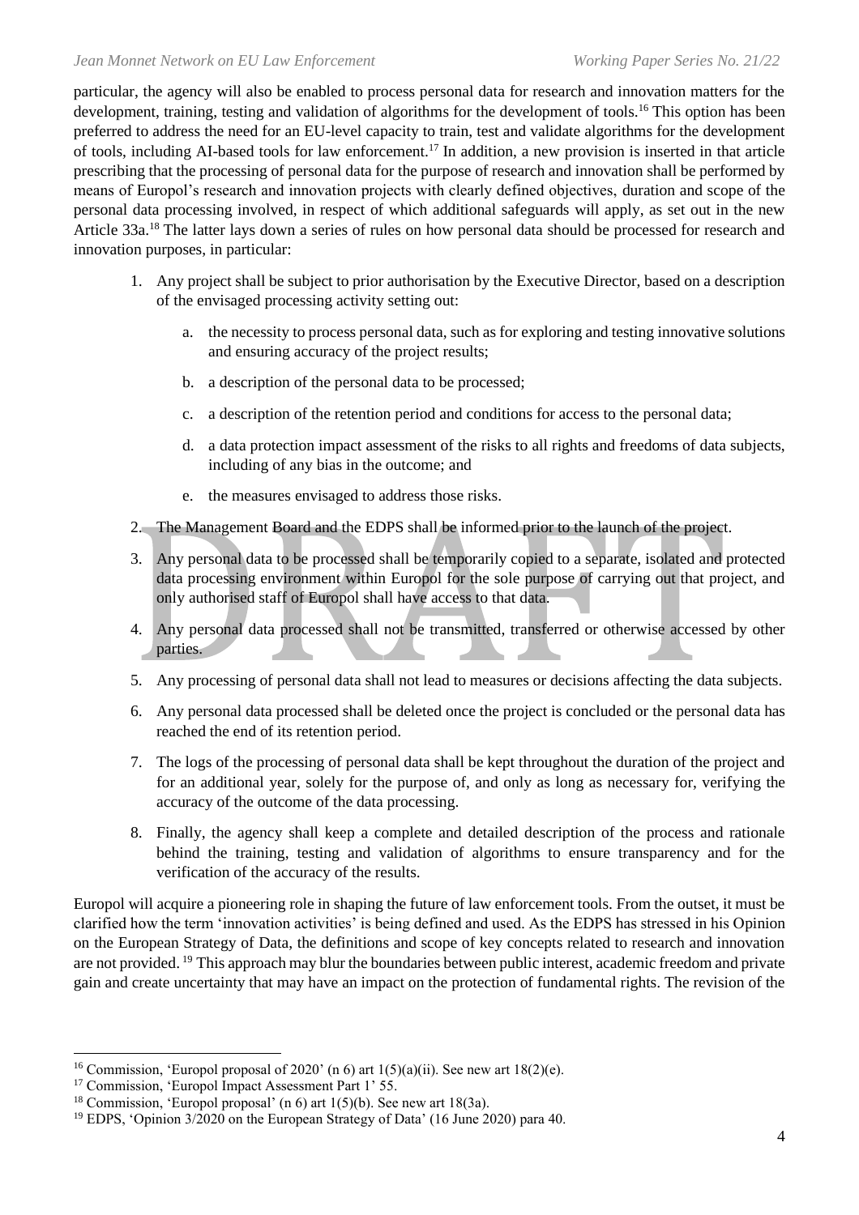particular, the agency will also be enabled to process personal data for research and innovation matters for the development, training, testing and validation of algorithms for the development of tools.[16] This option has been preferred to address the need for an EU-level capacity to train, test and validate algorithms for the development of tools, including AI-based tools for law enforcement.[17] In addition, a new provision is inserted in that article prescribing that the processing of personal data for the purpose of research and innovation shall be performed by means of Europol's research and innovation projects with clearly defined objectives, duration and scope of the personal data processing involved, in respect of which additional safeguards will apply, as set out in the new Article 33a.[18] The latter lays down a series of rules on how personal data should be processed for research and innovation purposes, in particular:

1. Any project shall be subject to prior authorisation by the Executive Director, based on a description of the envisaged processing activity setting out:
    a. the necessity to process personal data, such as for exploring and testing innovative solutions and ensuring accuracy of the project results;
    b. a description of the personal data to be processed;
    c. a description of the retention period and conditions for access to the personal data;
    d. a data protection impact assessment of the risks to all rights and freedoms of data subjects, including of any bias in the outcome; and
    e. the measures envisaged to address those risks.
2. The Management Board and the EDPS shall be informed prior to the launch of the project.
3. Any personal data to be processed shall be temporarily copied to a separate, isolated and protected data processing environment within Europol for the sole purpose of carrying out that project, and only authorised staff of Europol shall have access to that data.
4. Any personal data processed shall not be transmitted, transferred or otherwise accessed by other parties.
5. Any processing of personal data shall not lead to measures or decisions affecting the data subjects.
6. Any personal data processed shall be deleted once the project is concluded or the personal data has reached the end of its retention period.
7. The logs of the processing of personal data shall be kept throughout the duration of the project and for an additional year, solely for the purpose of, and only as long as necessary for, verifying the accuracy of the outcome of the data processing.
8. Finally, the agency shall keep a complete and detailed description of the process and rationale behind the training, testing and validation of algorithms to ensure transparency and for the verification of the accuracy of the results.

Europol will acquire a pioneering role in shaping the future of law enforcement tools. From the outset, it must be clarified how the term 'innovation activities' is being defined and used. As the EDPS has stressed in his Opinion on the European Strategy of Data, the definitions and scope of key concepts related to research and innovation are not provided.[19] This approach may blur the boundaries between public interest, academic freedom and private gain and create uncertainty that may have an impact on the protection of fundamental rights. The revision of the

[16] Commission, 'Europol proposal of 2020' (n 6) art 1(5)(a)(ii). See new art 18(2)(e).

[17] Commission, 'Europol Impact Assessment Part 1' 55.

[18] Commission, 'Europol proposal' (n 6) art 1(5)(b). See new art 18(3a).

[19] EDPS, 'Opinion 3/2020 on the European Strategy of Data' (16 June 2020) para 40.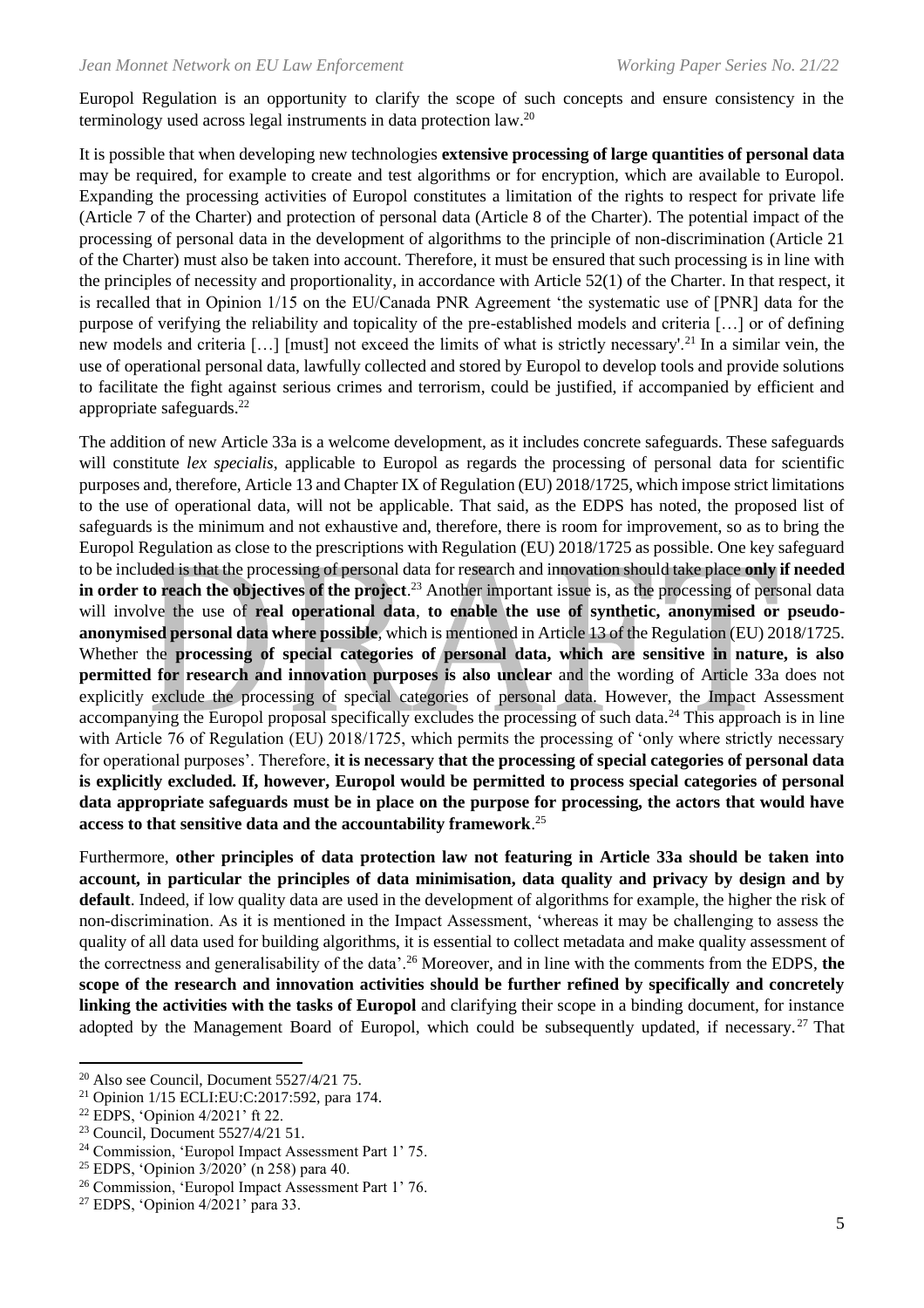Europol Regulation is an opportunity to clarify the scope of such concepts and ensure consistency in the terminology used across legal instruments in data protection law.[20]

It is possible that when developing new technologies **extensive processing of large quantities of personal data** may be required, for example to create and test algorithms or for encryption, which are available to Europol. Expanding the processing activities of Europol constitutes a limitation of the rights to respect for private life (Article 7 of the Charter) and protection of personal data (Article 8 of the Charter). The potential impact of the processing of personal data in the development of algorithms to the principle of non-discrimination (Article 21 of the Charter) must also be taken into account. Therefore, it must be ensured that such processing is in line with the principles of necessity and proportionality, in accordance with Article 52(1) of the Charter. In that respect, it is recalled that in Opinion 1/15 on the EU/Canada PNR Agreement 'the systematic use of [PNR] data for the purpose of verifying the reliability and topicality of the pre-established models and criteria […] or of defining new models and criteria […] [must] not exceed the limits of what is strictly necessary'.[21] In a similar vein, the use of operational personal data, lawfully collected and stored by Europol to develop tools and provide solutions to facilitate the fight against serious crimes and terrorism, could be justified, if accompanied by efficient and appropriate safeguards.[22]

The addition of new Article 33a is a welcome development, as it includes concrete safeguards. These safeguards will constitute *lex specialis*, applicable to Europol as regards the processing of personal data for scientific purposes and, therefore, Article 13 and Chapter IX of Regulation (EU) 2018/1725, which impose strict limitations to the use of operational data, will not be applicable. That said, as the EDPS has noted, the proposed list of safeguards is the minimum and not exhaustive and, therefore, there is room for improvement, so as to bring the Europol Regulation as close to the prescriptions with Regulation (EU) 2018/1725 as possible. One key safeguard to be included is that the processing of personal data for research and innovation should take place **only if needed in order to reach the objectives of the project**.[23] Another important issue is, as the processing of personal data will involve the use of **real operational data**, **to enable the use of synthetic, anonymised or pseudo-anonymised personal data where possible**, which is mentioned in Article 13 of the Regulation (EU) 2018/1725. Whether the **processing of special categories of personal data, which are sensitive in nature, is also permitted for research and innovation purposes is also unclear** and the wording of Article 33a does not explicitly exclude the processing of special categories of personal data. However, the Impact Assessment accompanying the Europol proposal specifically excludes the processing of such data.[24] This approach is in line with Article 76 of Regulation (EU) 2018/1725, which permits the processing of 'only where strictly necessary for operational purposes'. Therefore, **it is necessary that the processing of special categories of personal data is explicitly excluded. If, however, Europol would be permitted to process special categories of personal data appropriate safeguards must be in place on the purpose for processing, the actors that would have access to that sensitive data and the accountability framework**.[25]

Furthermore, **other principles of data protection law not featuring in Article 33a should be taken into account, in particular the principles of data minimisation, data quality and privacy by design and by default**. Indeed, if low quality data are used in the development of algorithms for example, the higher the risk of non-discrimination. As it is mentioned in the Impact Assessment, 'whereas it may be challenging to assess the quality of all data used for building algorithms, it is essential to collect metadata and make quality assessment of the correctness and generalisability of the data'.[26] Moreover, and in line with the comments from the EDPS, **the scope of the research and innovation activities should be further refined by specifically and concretely linking the activities with the tasks of Europol** and clarifying their scope in a binding document, for instance adopted by the Management Board of Europol, which could be subsequently updated, if necessary.[27] That

---

[20] Also see Council, Document 5527/4/21 75.

[21] Opinion 1/15 ECLI:EU:C:2017:592, para 174.

[22] EDPS, 'Opinion 4/2021' ft 22.

[23] Council, Document 5527/4/21 51.

[24] Commission, 'Europol Impact Assessment Part 1' 75.

[25] EDPS, 'Opinion 3/2020' (n 258) para 40.

[26] Commission, 'Europol Impact Assessment Part 1' 76.

[27] EDPS, 'Opinion 4/2021' para 33.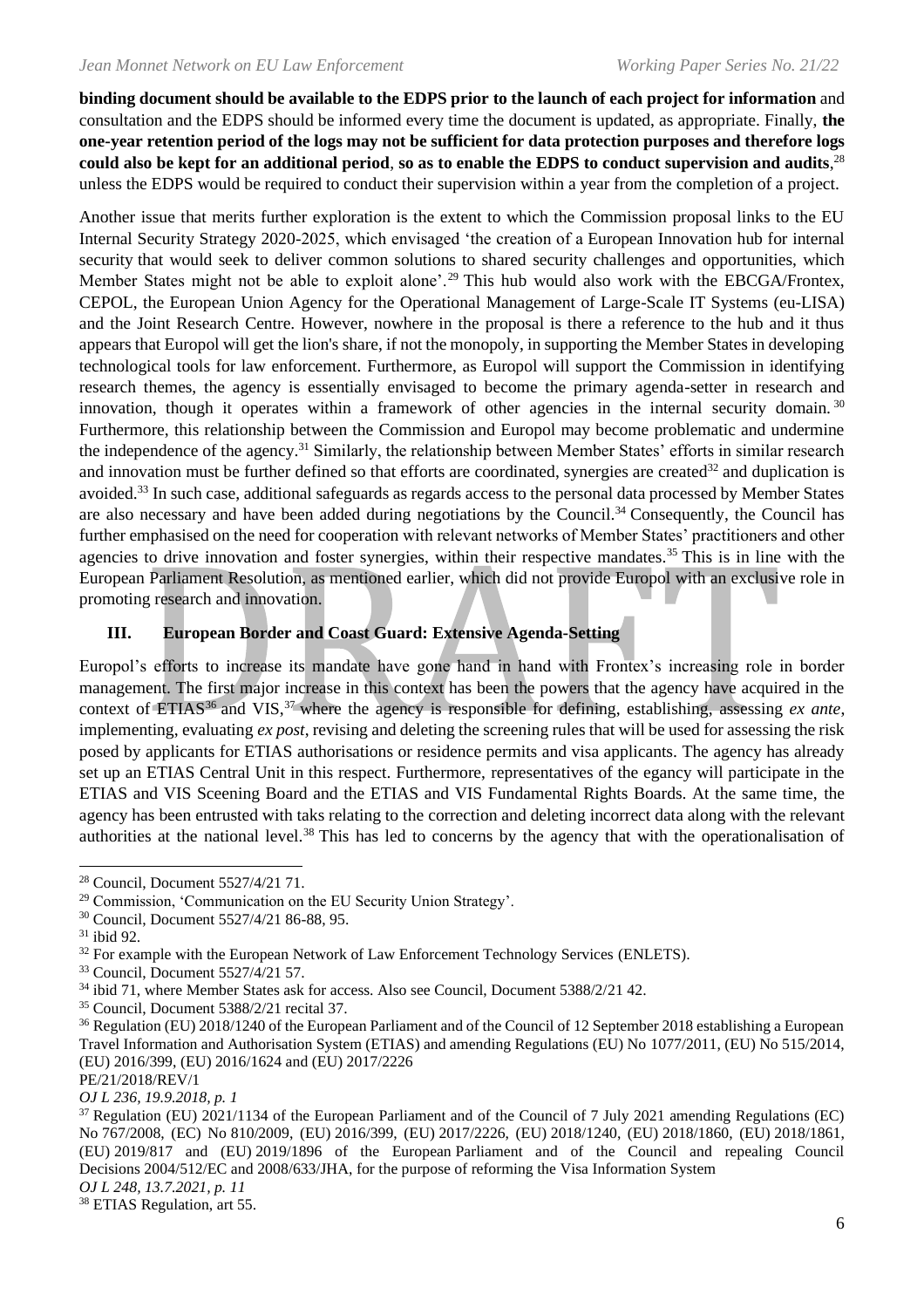**binding document should be available to the EDPS prior to the launch of each project for information** and consultation and the EDPS should be informed every time the document is updated, as appropriate. Finally, **the one-year retention period of the logs may not be sufficient for data protection purposes and therefore logs could also be kept for an additional period**, **so as to enable the EDPS to conduct supervision and audits**,[28] unless the EDPS would be required to conduct their supervision within a year from the completion of a project.

Another issue that merits further exploration is the extent to which the Commission proposal links to the EU Internal Security Strategy 2020-2025, which envisaged 'the creation of a European Innovation hub for internal security that would seek to deliver common solutions to shared security challenges and opportunities, which Member States might not be able to exploit alone'.[29] This hub would also work with the EBCGA/Frontex, CEPOL, the European Union Agency for the Operational Management of Large-Scale IT Systems (eu-LISA) and the Joint Research Centre. However, nowhere in the proposal is there a reference to the hub and it thus appears that Europol will get the lion's share, if not the monopoly, in supporting the Member States in developing technological tools for law enforcement. Furthermore, as Europol will support the Commission in identifying research themes, the agency is essentially envisaged to become the primary agenda-setter in research and innovation, though it operates within a framework of other agencies in the internal security domain.[30] Furthermore, this relationship between the Commission and Europol may become problematic and undermine the independence of the agency.[31] Similarly, the relationship between Member States' efforts in similar research and innovation must be further defined so that efforts are coordinated, synergies are created[32] and duplication is avoided.[33] In such case, additional safeguards as regards access to the personal data processed by Member States are also necessary and have been added during negotiations by the Council.[34] Consequently, the Council has further emphasised on the need for cooperation with relevant networks of Member States' practitioners and other agencies to drive innovation and foster synergies, within their respective mandates.[35] This is in line with the European Parliament Resolution, as mentioned earlier, which did not provide Europol with an exclusive role in promoting research and innovation.

## III. European Border and Coast Guard: Extensive Agenda-Setting

Europol's efforts to increase its mandate have gone hand in hand with Frontex's increasing role in border management. The first major increase in this context has been the powers that the agency have acquired in the context of ETIAS[36] and VIS,[37] where the agency is responsible for defining, establishing, assessing *ex ante*, implementing, evaluating *ex post*, revising and deleting the screening rules that will be used for assessing the risk posed by applicants for ETIAS authorisations or residence permits and visa applicants. The agency has already set up an ETIAS Central Unit in this respect. Furthermore, representatives of the egancy will participate in the ETIAS and VIS Sceening Board and the ETIAS and VIS Fundamental Rights Boards. At the same time, the agency has been entrusted with taks relating to the correction and deleting incorrect data along with the relevant authorities at the national level.[38] This has led to concerns by the agency that with the operationalisation of

---

[28] Council, Document 5527/4/21 71.

[29] Commission, 'Communication on the EU Security Union Strategy'.

[30] Council, Document 5527/4/21 86-88, 95.

[31] ibid 92.

[32] For example with the European Network of Law Enforcement Technology Services (ENLETS).

[33] Council, Document 5527/4/21 57.

[34] ibid 71, where Member States ask for access. Also see Council, Document 5388/2/21 42.

[35] Council, Document 5388/2/21 recital 37.

[36] Regulation (EU) 2018/1240 of the European Parliament and of the Council of 12 September 2018 establishing a European Travel Information and Authorisation System (ETIAS) and amending Regulations (EU) No 1077/2011, (EU) No 515/2014, (EU) 2016/399, (EU) 2016/1624 and (EU) 2017/2226
PE/21/2018/REV/1
*OJ L 236, 19.9.2018, p. 1*

[37] Regulation (EU) 2021/1134 of the European Parliament and of the Council of 7 July 2021 amending Regulations (EC) No 767/2008, (EC) No 810/2009, (EU) 2016/399, (EU) 2017/2226, (EU) 2018/1240, (EU) 2018/1860, (EU) 2018/1861, (EU) 2019/817 and (EU) 2019/1896 of the European Parliament and of the Council and repealing Council Decisions 2004/512/EC and 2008/633/JHA, for the purpose of reforming the Visa Information System
*OJ L 248, 13.7.2021, p. 11*

[38] ETIAS Regulation, art 55.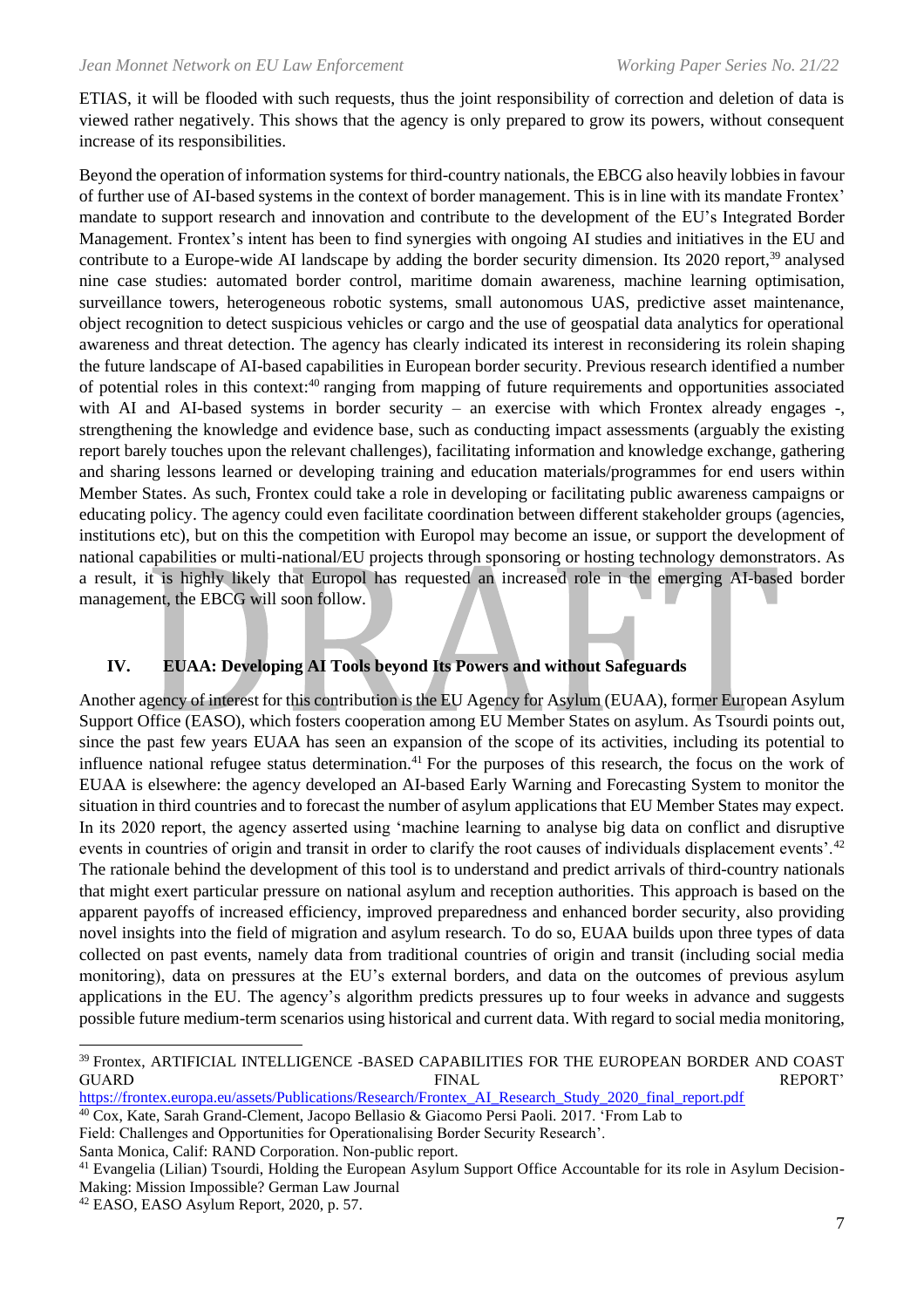ETIAS, it will be flooded with such requests, thus the joint responsibility of correction and deletion of data is viewed rather negatively. This shows that the agency is only prepared to grow its powers, without consequent increase of its responsibilities.

Beyond the operation of information systems for third-country nationals, the EBCG also heavily lobbies in favour of further use of AI-based systems in the context of border management. This is in line with its mandate Frontex' mandate to support research and innovation and contribute to the development of the EU's Integrated Border Management. Frontex's intent has been to find synergies with ongoing AI studies and initiatives in the EU and contribute to a Europe-wide AI landscape by adding the border security dimension. Its 2020 report,[39] analysed nine case studies: automated border control, maritime domain awareness, machine learning optimisation, surveillance towers, heterogeneous robotic systems, small autonomous UAS, predictive asset maintenance, object recognition to detect suspicious vehicles or cargo and the use of geospatial data analytics for operational awareness and threat detection. The agency has clearly indicated its interest in reconsidering its rolein shaping the future landscape of AI-based capabilities in European border security. Previous research identified a number of potential roles in this context:[40] ranging from mapping of future requirements and opportunities associated with AI and AI-based systems in border security – an exercise with which Frontex already engages -, strengthening the knowledge and evidence base, such as conducting impact assessments (arguably the existing report barely touches upon the relevant challenges), facilitating information and knowledge exchange, gathering and sharing lessons learned or developing training and education materials/programmes for end users within Member States. As such, Frontex could take a role in developing or facilitating public awareness campaigns or educating policy. The agency could even facilitate coordination between different stakeholder groups (agencies, institutions etc), but on this the competition with Europol may become an issue, or support the development of national capabilities or multi-national/EU projects through sponsoring or hosting technology demonstrators. As a result, it is highly likely that Europol has requested an increased role in the emerging AI-based border management, the EBCG will soon follow.

## IV. EUAA: Developing AI Tools beyond Its Powers and without Safeguards

Another agency of interest for this contribution is the EU Agency for Asylum (EUAA), former European Asylum Support Office (EASO), which fosters cooperation among EU Member States on asylum. As Tsourdi points out, since the past few years EUAA has seen an expansion of the scope of its activities, including its potential to influence national refugee status determination.[41] For the purposes of this research, the focus on the work of EUAA is elsewhere: the agency developed an AI-based Early Warning and Forecasting System to monitor the situation in third countries and to forecast the number of asylum applications that EU Member States may expect. In its 2020 report, the agency asserted using 'machine learning to analyse big data on conflict and disruptive events in countries of origin and transit in order to clarify the root causes of individuals displacement events'.[42] The rationale behind the development of this tool is to understand and predict arrivals of third-country nationals that might exert particular pressure on national asylum and reception authorities. This approach is based on the apparent payoffs of increased efficiency, improved preparedness and enhanced border security, also providing novel insights into the field of migration and asylum research. To do so, EUAA builds upon three types of data collected on past events, namely data from traditional countries of origin and transit (including social media monitoring), data on pressures at the EU's external borders, and data on the outcomes of previous asylum applications in the EU. The agency's algorithm predicts pressures up to four weeks in advance and suggests possible future medium-term scenarios using historical and current data. With regard to social media monitoring,

---

[39] Frontex, ARTIFICIAL INTELLIGENCE -BASED CAPABILITIES FOR THE EUROPEAN BORDER AND COAST GUARD FINAL REPORT' https://frontex.europa.eu/assets/Publications/Research/Frontex_AI_Research_Study_2020_final_report.pdf

[40] Cox, Kate, Sarah Grand-Clement, Jacopo Bellasio & Giacomo Persi Paoli. 2017. 'From Lab to Field: Challenges and Opportunities for Operationalising Border Security Research'. Santa Monica, Calif: RAND Corporation. Non-public report.

[41] Evangelia (Lilian) Tsourdi, Holding the European Asylum Support Office Accountable for its role in Asylum Decision-Making: Mission Impossible? German Law Journal

[42] EASO, EASO Asylum Report, 2020, p. 57.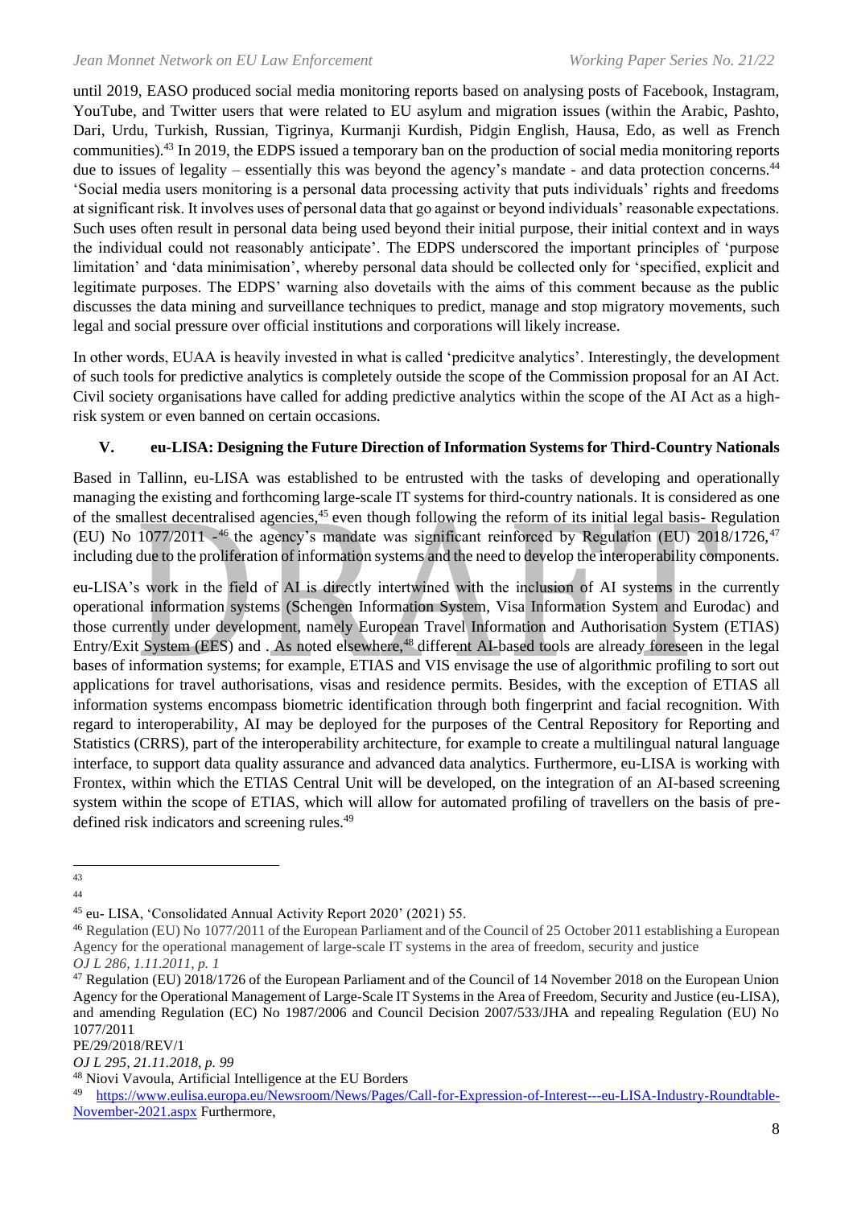until 2019, EASO produced social media monitoring reports based on analysing posts of Facebook, Instagram, YouTube, and Twitter users that were related to EU asylum and migration issues (within the Arabic, Pashto, Dari, Urdu, Turkish, Russian, Tigrinya, Kurmanji Kurdish, Pidgin English, Hausa, Edo, as well as French communities).[43] In 2019, the EDPS issued a temporary ban on the production of social media monitoring reports due to issues of legality – essentially this was beyond the agency's mandate - and data protection concerns.[44] 'Social media users monitoring is a personal data processing activity that puts individuals' rights and freedoms at significant risk. It involves uses of personal data that go against or beyond individuals' reasonable expectations. Such uses often result in personal data being used beyond their initial purpose, their initial context and in ways the individual could not reasonably anticipate'. The EDPS underscored the important principles of 'purpose limitation' and 'data minimisation', whereby personal data should be collected only for 'specified, explicit and legitimate purposes. The EDPS' warning also dovetails with the aims of this comment because as the public discusses the data mining and surveillance techniques to predict, manage and stop migratory movements, such legal and social pressure over official institutions and corporations will likely increase.

In other words, EUAA is heavily invested in what is called 'predicitve analytics'. Interestingly, the development of such tools for predictive analytics is completely outside the scope of the Commission proposal for an AI Act. Civil society organisations have called for adding predictive analytics within the scope of the AI Act as a high-risk system or even banned on certain occasions.

## V. eu-LISA: Designing the Future Direction of Information Systems for Third-Country Nationals

Based in Tallinn, eu-LISA was established to be entrusted with the tasks of developing and operationally managing the existing and forthcoming large-scale IT systems for third-country nationals. It is considered as one of the smallest decentralised agencies,[45] even though following the reform of its initial legal basis- Regulation (EU) No 1077/2011 -[46] the agency's mandate was significant reinforced by Regulation (EU) 2018/1726,[47] including due to the proliferation of information systems and the need to develop the interoperability components.

eu-LISA's work in the field of AI is directly intertwined with the inclusion of AI systems in the currently operational information systems (Schengen Information System, Visa Information System and Eurodac) and those currently under development, namely European Travel Information and Authorisation System (ETIAS) Entry/Exit System (EES) and . As noted elsewhere,[48] different AI-based tools are already foreseen in the legal bases of information systems; for example, ETIAS and VIS envisage the use of algorithmic profiling to sort out applications for travel authorisations, visas and residence permits. Besides, with the exception of ETIAS all information systems encompass biometric identification through both fingerprint and facial recognition. With regard to interoperability, AI may be deployed for the purposes of the Central Repository for Reporting and Statistics (CRRS), part of the interoperability architecture, for example to create a multilingual natural language interface, to support data quality assurance and advanced data analytics. Furthermore, eu-LISA is working with Frontex, within which the ETIAS Central Unit will be developed, on the integration of an AI-based screening system within the scope of ETIAS, which will allow for automated profiling of travellers on the basis of pre-defined risk indicators and screening rules.[49]

---

43

44

45 eu- LISA, 'Consolidated Annual Activity Report 2020' (2021) 55.

46 Regulation (EU) No 1077/2011 of the European Parliament and of the Council of 25 October 2011 establishing a European Agency for the operational management of large-scale IT systems in the area of freedom, security and justice
*OJ L 286, 1.11.2011, p. 1*

47 Regulation (EU) 2018/1726 of the European Parliament and of the Council of 14 November 2018 on the European Union Agency for the Operational Management of Large-Scale IT Systems in the Area of Freedom, Security and Justice (eu-LISA), and amending Regulation (EC) No 1987/2006 and Council Decision 2007/533/JHA and repealing Regulation (EU) No 1077/2011
PE/29/2018/REV/1
*OJ L 295, 21.11.2018, p. 99*

48 Niovi Vavoula, Artificial Intelligence at the EU Borders

49 https://www.eulisa.europa.eu/Newsroom/News/Pages/Call-for-Expression-of-Interest---eu-LISA-Industry-Roundtable-November-2021.aspx Furthermore,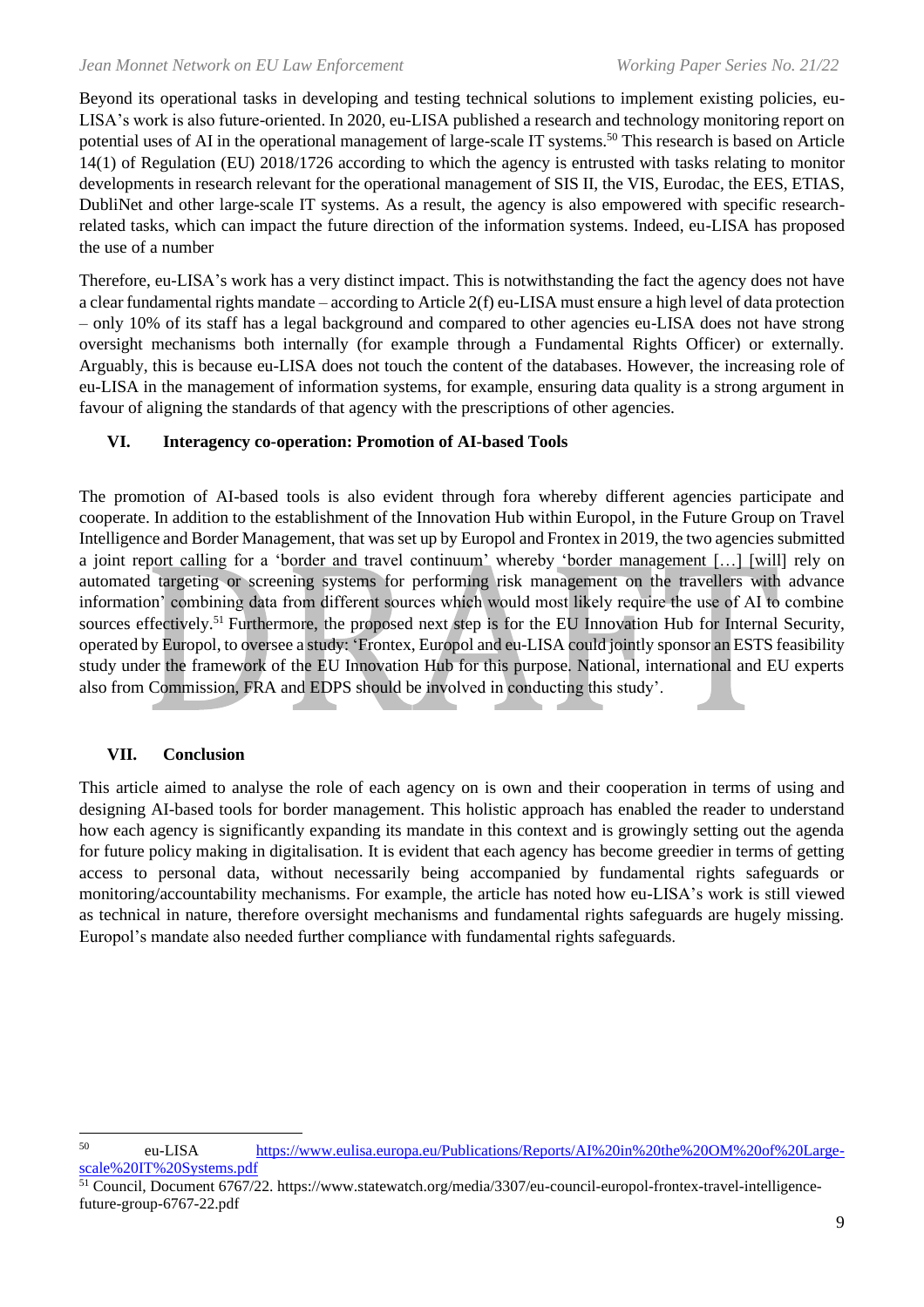Beyond its operational tasks in developing and testing technical solutions to implement existing policies, eu-LISA's work is also future-oriented. In 2020, eu-LISA published a research and technology monitoring report on potential uses of AI in the operational management of large-scale IT systems.[50] This research is based on Article 14(1) of Regulation (EU) 2018/1726 according to which the agency is entrusted with tasks relating to monitor developments in research relevant for the operational management of SIS II, the VIS, Eurodac, the EES, ETIAS, DubliNet and other large-scale IT systems. As a result, the agency is also empowered with specific research-related tasks, which can impact the future direction of the information systems. Indeed, eu-LISA has proposed the use of a number

Therefore, eu-LISA's work has a very distinct impact. This is notwithstanding the fact the agency does not have a clear fundamental rights mandate – according to Article 2(f) eu-LISA must ensure a high level of data protection – only 10% of its staff has a legal background and compared to other agencies eu-LISA does not have strong oversight mechanisms both internally (for example through a Fundamental Rights Officer) or externally. Arguably, this is because eu-LISA does not touch the content of the databases. However, the increasing role of eu-LISA in the management of information systems, for example, ensuring data quality is a strong argument in favour of aligning the standards of that agency with the prescriptions of other agencies.

## VI. Interagency co-operation: Promotion of AI-based Tools

The promotion of AI-based tools is also evident through fora whereby different agencies participate and cooperate. In addition to the establishment of the Innovation Hub within Europol, in the Future Group on Travel Intelligence and Border Management, that was set up by Europol and Frontex in 2019, the two agencies submitted a joint report calling for a 'border and travel continuum' whereby 'border management […] [will] rely on automated targeting or screening systems for performing risk management on the travellers with advance information' combining data from different sources which would most likely require the use of AI to combine sources effectively.[51] Furthermore, the proposed next step is for the EU Innovation Hub for Internal Security, operated by Europol, to oversee a study: 'Frontex, Europol and eu-LISA could jointly sponsor an ESTS feasibility study under the framework of the EU Innovation Hub for this purpose. National, international and EU experts also from Commission, FRA and EDPS should be involved in conducting this study'.

## VII. Conclusion

This article aimed to analyse the role of each agency on is own and their cooperation in terms of using and designing AI-based tools for border management. This holistic approach has enabled the reader to understand how each agency is significantly expanding its mandate in this context and is growingly setting out the agenda for future policy making in digitalisation. It is evident that each agency has become greedier in terms of getting access to personal data, without necessarily being accompanied by fundamental rights safeguards or monitoring/accountability mechanisms. For example, the article has noted how eu-LISA's work is still viewed as technical in nature, therefore oversight mechanisms and fundamental rights safeguards are hugely missing. Europol's mandate also needed further compliance with fundamental rights safeguards.

---

[50] eu-LISA https://www.eulisa.europa.eu/Publications/Reports/AI%20in%20the%20OM%20of%20Large-scale%20IT%20Systems.pdf

[51] Council, Document 6767/22. https://www.statewatch.org/media/3307/eu-council-europol-frontex-travel-intelligence-future-group-6767-22.pdf